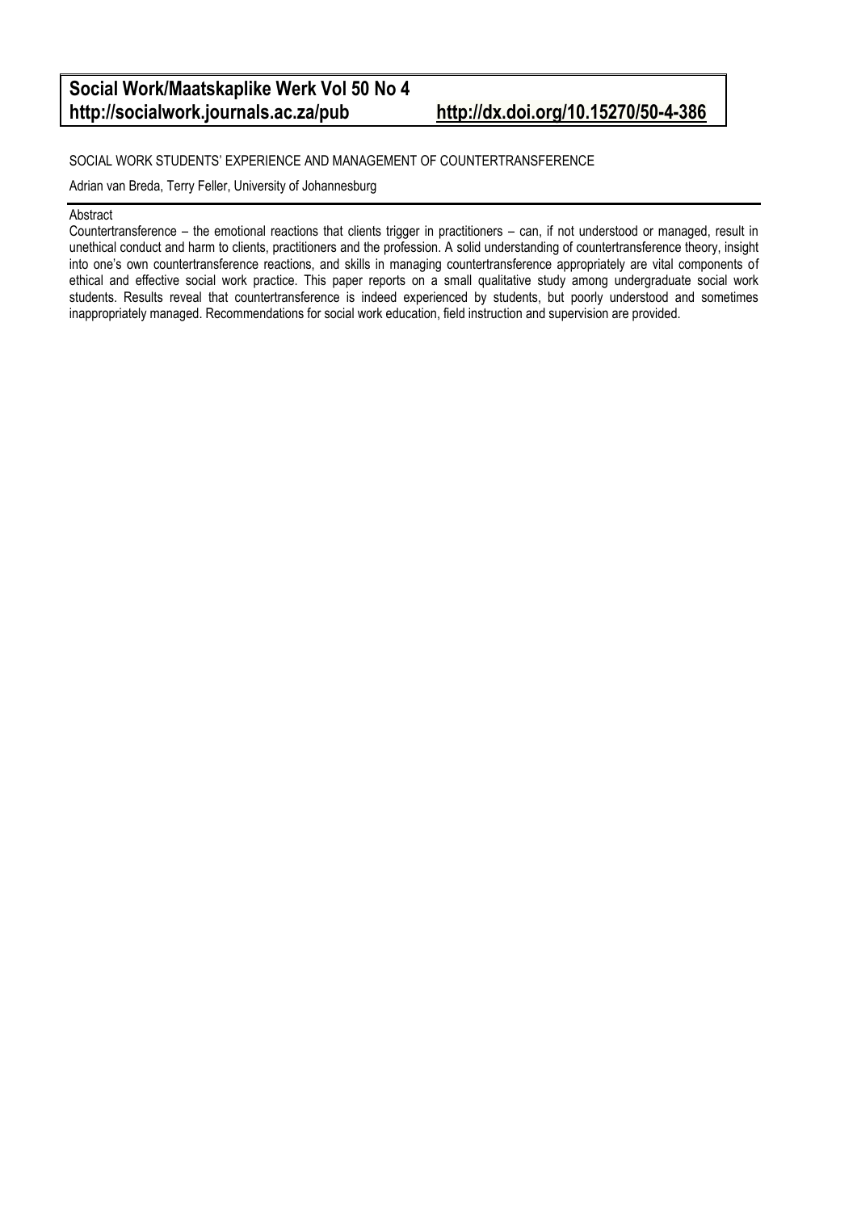**Social Work/Maatskaplike Werk Vol 50 No 4**
**http://socialwork.journals.ac.za/pub** **http://dx.doi.org/10.15270/50-4-386**

# SOCIAL WORK STUDENTS' EXPERIENCE AND MANAGEMENT OF COUNTERTRANSFERENCE

Adrian van Breda, Terry Feller, University of Johannesburg

## Abstract

Countertransference – the emotional reactions that clients trigger in practitioners – can, if not understood or managed, result in unethical conduct and harm to clients, practitioners and the profession. A solid understanding of countertransference theory, insight into one's own countertransference reactions, and skills in managing countertransference appropriately are vital components of ethical and effective social work practice. This paper reports on a small qualitative study among undergraduate social work students. Results reveal that countertransference is indeed experienced by students, but poorly understood and sometimes inappropriately managed. Recommendations for social work education, field instruction and supervision are provided.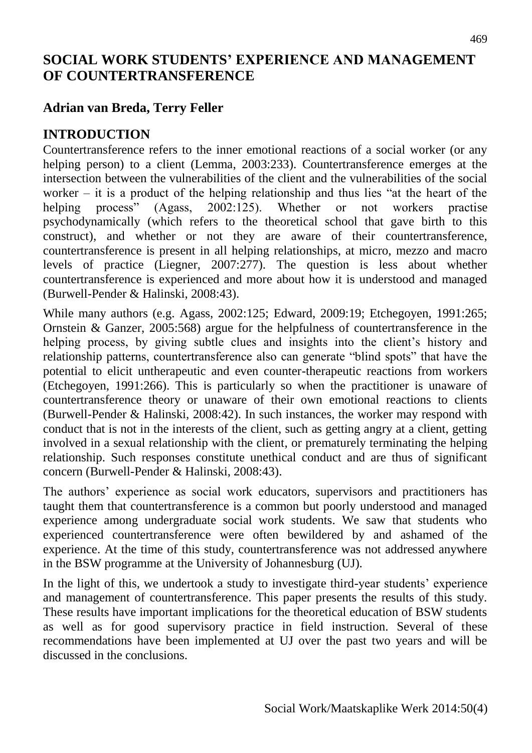# SOCIAL WORK STUDENTS' EXPERIENCE AND MANAGEMENT OF COUNTERTRANSFERENCE

**Adrian van Breda, Terry Feller**

## INTRODUCTION

Countertransference refers to the inner emotional reactions of a social worker (or any helping person) to a client (Lemma, 2003:233). Countertransference emerges at the intersection between the vulnerabilities of the client and the vulnerabilities of the social worker – it is a product of the helping relationship and thus lies "at the heart of the helping process" (Agass, 2002:125). Whether or not workers practise psychodynamically (which refers to the theoretical school that gave birth to this construct), and whether or not they are aware of their countertransference, countertransference is present in all helping relationships, at micro, mezzo and macro levels of practice (Liegner, 2007:277). The question is less about whether countertransference is experienced and more about how it is understood and managed (Burwell-Pender & Halinski, 2008:43).

While many authors (e.g. Agass, 2002:125; Edward, 2009:19; Etchegoyen, 1991:265; Ornstein & Ganzer, 2005:568) argue for the helpfulness of countertransference in the helping process, by giving subtle clues and insights into the client's history and relationship patterns, countertransference also can generate "blind spots" that have the potential to elicit untherapeutic and even counter-therapeutic reactions from workers (Etchegoyen, 1991:266). This is particularly so when the practitioner is unaware of countertransference theory or unaware of their own emotional reactions to clients (Burwell-Pender & Halinski, 2008:42). In such instances, the worker may respond with conduct that is not in the interests of the client, such as getting angry at a client, getting involved in a sexual relationship with the client, or prematurely terminating the helping relationship. Such responses constitute unethical conduct and are thus of significant concern (Burwell-Pender & Halinski, 2008:43).

The authors' experience as social work educators, supervisors and practitioners has taught them that countertransference is a common but poorly understood and managed experience among undergraduate social work students. We saw that students who experienced countertransference were often bewildered by and ashamed of the experience. At the time of this study, countertransference was not addressed anywhere in the BSW programme at the University of Johannesburg (UJ).

In the light of this, we undertook a study to investigate third-year students' experience and management of countertransference. This paper presents the results of this study. These results have important implications for the theoretical education of BSW students as well as for good supervisory practice in field instruction. Several of these recommendations have been implemented at UJ over the past two years and will be discussed in the conclusions.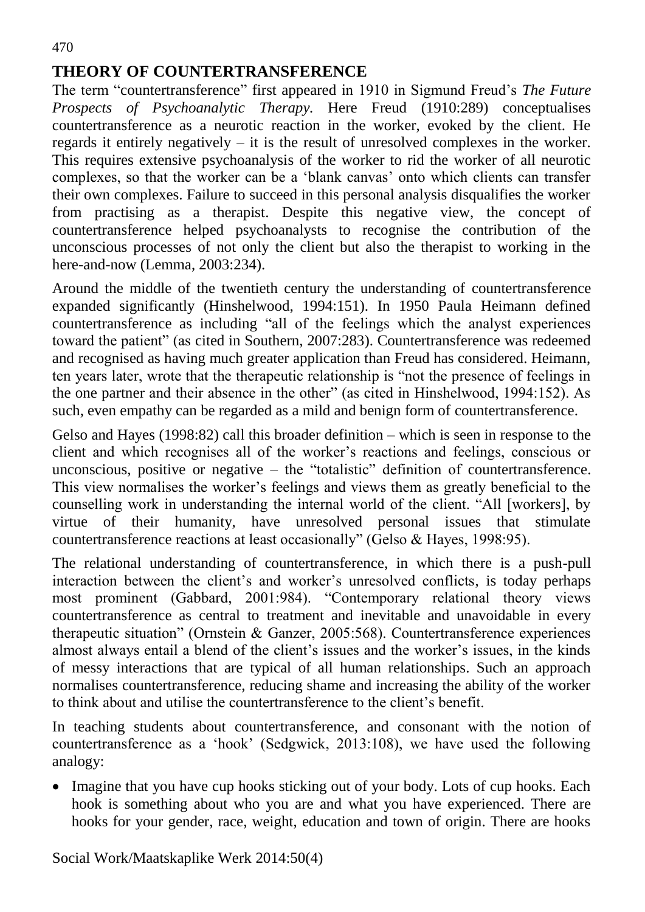## THEORY OF COUNTERTRANSFERENCE

The term "countertransference" first appeared in 1910 in Sigmund Freud's *The Future Prospects of Psychoanalytic Therapy.* Here Freud (1910:289) conceptualises countertransference as a neurotic reaction in the worker, evoked by the client. He regards it entirely negatively – it is the result of unresolved complexes in the worker. This requires extensive psychoanalysis of the worker to rid the worker of all neurotic complexes, so that the worker can be a 'blank canvas' onto which clients can transfer their own complexes. Failure to succeed in this personal analysis disqualifies the worker from practising as a therapist. Despite this negative view, the concept of countertransference helped psychoanalysts to recognise the contribution of the unconscious processes of not only the client but also the therapist to working in the here-and-now (Lemma, 2003:234).

Around the middle of the twentieth century the understanding of countertransference expanded significantly (Hinshelwood, 1994:151). In 1950 Paula Heimann defined countertransference as including "all of the feelings which the analyst experiences toward the patient" (as cited in Southern, 2007:283). Countertransference was redeemed and recognised as having much greater application than Freud has considered. Heimann, ten years later, wrote that the therapeutic relationship is "not the presence of feelings in the one partner and their absence in the other" (as cited in Hinshelwood, 1994:152). As such, even empathy can be regarded as a mild and benign form of countertransference.

Gelso and Hayes (1998:82) call this broader definition – which is seen in response to the client and which recognises all of the worker's reactions and feelings, conscious or unconscious, positive or negative – the "totalistic" definition of countertransference. This view normalises the worker's feelings and views them as greatly beneficial to the counselling work in understanding the internal world of the client. "All [workers], by virtue of their humanity, have unresolved personal issues that stimulate countertransference reactions at least occasionally" (Gelso & Hayes, 1998:95).

The relational understanding of countertransference, in which there is a push-pull interaction between the client's and worker's unresolved conflicts, is today perhaps most prominent (Gabbard, 2001:984). "Contemporary relational theory views countertransference as central to treatment and inevitable and unavoidable in every therapeutic situation" (Ornstein & Ganzer, 2005:568). Countertransference experiences almost always entail a blend of the client's issues and the worker's issues, in the kinds of messy interactions that are typical of all human relationships. Such an approach normalises countertransference, reducing shame and increasing the ability of the worker to think about and utilise the countertransference to the client's benefit.

In teaching students about countertransference, and consonant with the notion of countertransference as a 'hook' (Sedgwick, 2013:108), we have used the following analogy:

- Imagine that you have cup hooks sticking out of your body. Lots of cup hooks. Each hook is something about who you are and what you have experienced. There are hooks for your gender, race, weight, education and town of origin. There are hooks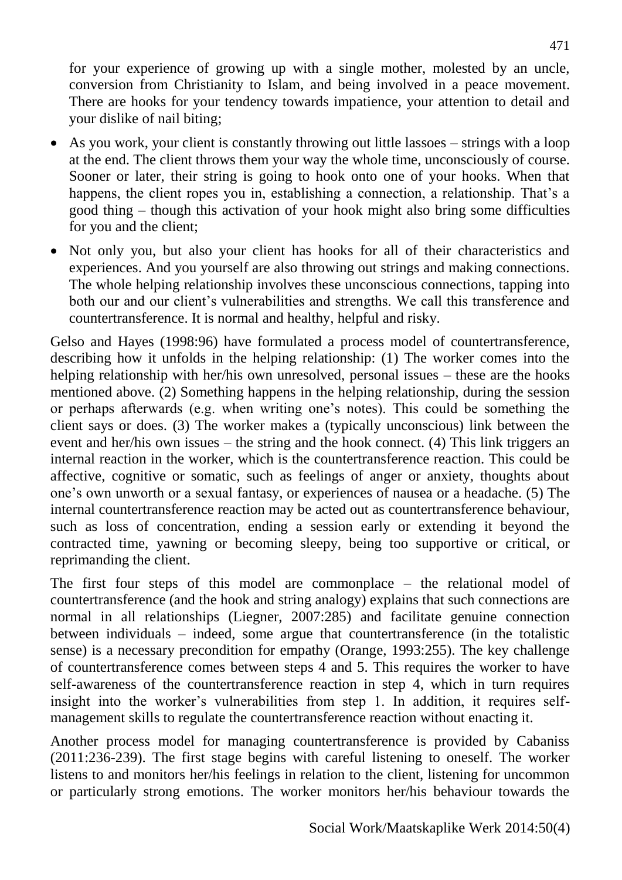for your experience of growing up with a single mother, molested by an uncle, conversion from Christianity to Islam, and being involved in a peace movement. There are hooks for your tendency towards impatience, your attention to detail and your dislike of nail biting;

- As you work, your client is constantly throwing out little lassoes – strings with a loop at the end. The client throws them your way the whole time, unconsciously of course. Sooner or later, their string is going to hook onto one of your hooks. When that happens, the client ropes you in, establishing a connection, a relationship. That's a good thing – though this activation of your hook might also bring some difficulties for you and the client;
- Not only you, but also your client has hooks for all of their characteristics and experiences. And you yourself are also throwing out strings and making connections. The whole helping relationship involves these unconscious connections, tapping into both our and our client's vulnerabilities and strengths. We call this transference and countertransference. It is normal and healthy, helpful and risky.

Gelso and Hayes (1998:96) have formulated a process model of countertransference, describing how it unfolds in the helping relationship: (1) The worker comes into the helping relationship with her/his own unresolved, personal issues – these are the hooks mentioned above. (2) Something happens in the helping relationship, during the session or perhaps afterwards (e.g. when writing one's notes). This could be something the client says or does. (3) The worker makes a (typically unconscious) link between the event and her/his own issues – the string and the hook connect. (4) This link triggers an internal reaction in the worker, which is the countertransference reaction. This could be affective, cognitive or somatic, such as feelings of anger or anxiety, thoughts about one's own unworth or a sexual fantasy, or experiences of nausea or a headache. (5) The internal countertransference reaction may be acted out as countertransference behaviour, such as loss of concentration, ending a session early or extending it beyond the contracted time, yawning or becoming sleepy, being too supportive or critical, or reprimanding the client.

The first four steps of this model are commonplace – the relational model of countertransference (and the hook and string analogy) explains that such connections are normal in all relationships (Liegner, 2007:285) and facilitate genuine connection between individuals – indeed, some argue that countertransference (in the totalistic sense) is a necessary precondition for empathy (Orange, 1993:255). The key challenge of countertransference comes between steps 4 and 5. This requires the worker to have self-awareness of the countertransference reaction in step 4, which in turn requires insight into the worker's vulnerabilities from step 1. In addition, it requires self-management skills to regulate the countertransference reaction without enacting it.

Another process model for managing countertransference is provided by Cabaniss (2011:236-239). The first stage begins with careful listening to oneself. The worker listens to and monitors her/his feelings in relation to the client, listening for uncommon or particularly strong emotions. The worker monitors her/his behaviour towards the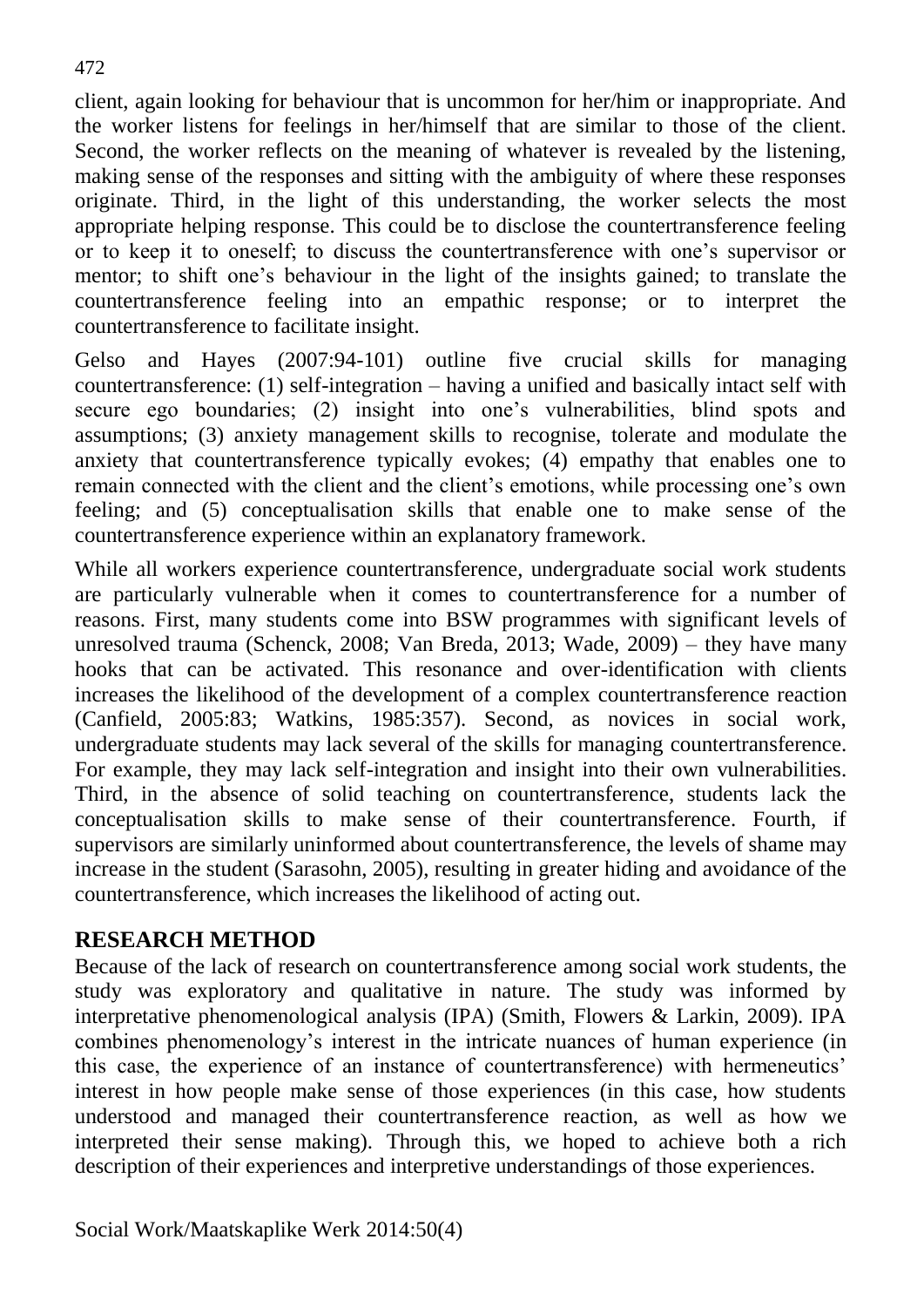client, again looking for behaviour that is uncommon for her/him or inappropriate. And the worker listens for feelings in her/himself that are similar to those of the client. Second, the worker reflects on the meaning of whatever is revealed by the listening, making sense of the responses and sitting with the ambiguity of where these responses originate. Third, in the light of this understanding, the worker selects the most appropriate helping response. This could be to disclose the countertransference feeling or to keep it to oneself; to discuss the countertransference with one's supervisor or mentor; to shift one's behaviour in the light of the insights gained; to translate the countertransference feeling into an empathic response; or to interpret the countertransference to facilitate insight.

Gelso and Hayes (2007:94-101) outline five crucial skills for managing countertransference: (1) self-integration – having a unified and basically intact self with secure ego boundaries; (2) insight into one's vulnerabilities, blind spots and assumptions; (3) anxiety management skills to recognise, tolerate and modulate the anxiety that countertransference typically evokes; (4) empathy that enables one to remain connected with the client and the client's emotions, while processing one's own feeling; and (5) conceptualisation skills that enable one to make sense of the countertransference experience within an explanatory framework.

While all workers experience countertransference, undergraduate social work students are particularly vulnerable when it comes to countertransference for a number of reasons. First, many students come into BSW programmes with significant levels of unresolved trauma (Schenck, 2008; Van Breda, 2013; Wade, 2009) – they have many hooks that can be activated. This resonance and over-identification with clients increases the likelihood of the development of a complex countertransference reaction (Canfield, 2005:83; Watkins, 1985:357). Second, as novices in social work, undergraduate students may lack several of the skills for managing countertransference. For example, they may lack self-integration and insight into their own vulnerabilities. Third, in the absence of solid teaching on countertransference, students lack the conceptualisation skills to make sense of their countertransference. Fourth, if supervisors are similarly uninformed about countertransference, the levels of shame may increase in the student (Sarasohn, 2005), resulting in greater hiding and avoidance of the countertransference, which increases the likelihood of acting out.

## RESEARCH METHOD

Because of the lack of research on countertransference among social work students, the study was exploratory and qualitative in nature. The study was informed by interpretative phenomenological analysis (IPA) (Smith, Flowers & Larkin, 2009). IPA combines phenomenology's interest in the intricate nuances of human experience (in this case, the experience of an instance of countertransference) with hermeneutics' interest in how people make sense of those experiences (in this case, how students understood and managed their countertransference reaction, as well as how we interpreted their sense making). Through this, we hoped to achieve both a rich description of their experiences and interpretive understandings of those experiences.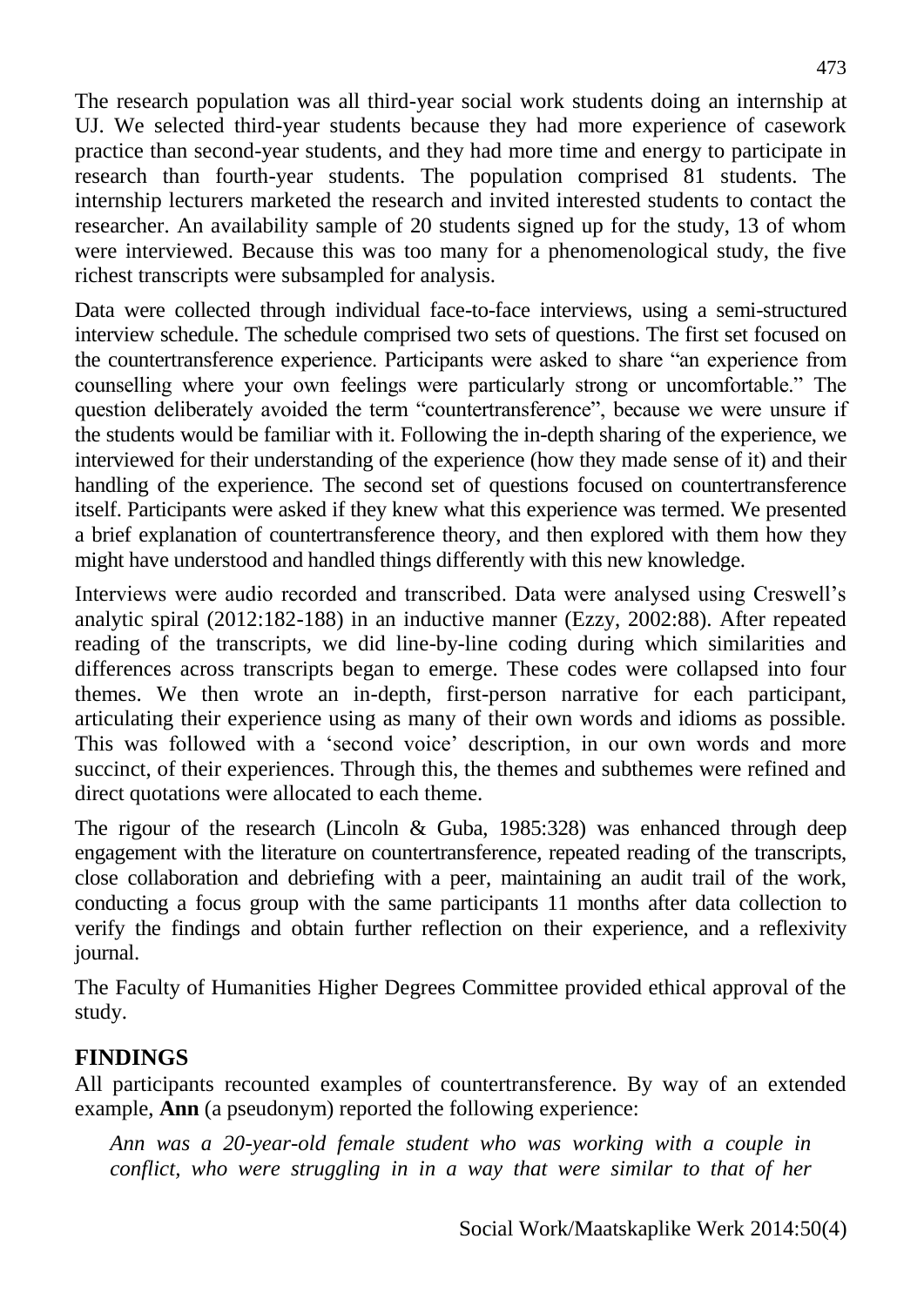The research population was all third-year social work students doing an internship at UJ. We selected third-year students because they had more experience of casework practice than second-year students, and they had more time and energy to participate in research than fourth-year students. The population comprised 81 students. The internship lecturers marketed the research and invited interested students to contact the researcher. An availability sample of 20 students signed up for the study, 13 of whom were interviewed. Because this was too many for a phenomenological study, the five richest transcripts were subsampled for analysis.

Data were collected through individual face-to-face interviews, using a semi-structured interview schedule. The schedule comprised two sets of questions. The first set focused on the countertransference experience. Participants were asked to share "an experience from counselling where your own feelings were particularly strong or uncomfortable." The question deliberately avoided the term "countertransference", because we were unsure if the students would be familiar with it. Following the in-depth sharing of the experience, we interviewed for their understanding of the experience (how they made sense of it) and their handling of the experience. The second set of questions focused on countertransference itself. Participants were asked if they knew what this experience was termed. We presented a brief explanation of countertransference theory, and then explored with them how they might have understood and handled things differently with this new knowledge.

Interviews were audio recorded and transcribed. Data were analysed using Creswell's analytic spiral (2012:182-188) in an inductive manner (Ezzy, 2002:88). After repeated reading of the transcripts, we did line-by-line coding during which similarities and differences across transcripts began to emerge. These codes were collapsed into four themes. We then wrote an in-depth, first-person narrative for each participant, articulating their experience using as many of their own words and idioms as possible. This was followed with a 'second voice' description, in our own words and more succinct, of their experiences. Through this, the themes and subthemes were refined and direct quotations were allocated to each theme.

The rigour of the research (Lincoln & Guba, 1985:328) was enhanced through deep engagement with the literature on countertransference, repeated reading of the transcripts, close collaboration and debriefing with a peer, maintaining an audit trail of the work, conducting a focus group with the same participants 11 months after data collection to verify the findings and obtain further reflection on their experience, and a reflexivity journal.

The Faculty of Humanities Higher Degrees Committee provided ethical approval of the study.

## FINDINGS

All participants recounted examples of countertransference. By way of an extended example, **Ann** (a pseudonym) reported the following experience:

> *Ann was a 20-year-old female student who was working with a couple in conflict, who were struggling in in a way that were similar to that of her*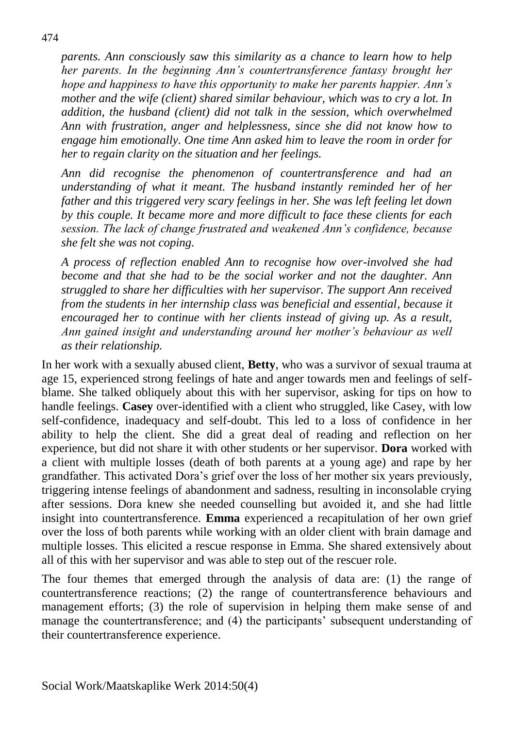*parents. Ann consciously saw this similarity as a chance to learn how to help her parents. In the beginning Ann's countertransference fantasy brought her hope and happiness to have this opportunity to make her parents happier. Ann's mother and the wife (client) shared similar behaviour, which was to cry a lot. In addition, the husband (client) did not talk in the session, which overwhelmed Ann with frustration, anger and helplessness, since she did not know how to engage him emotionally. One time Ann asked him to leave the room in order for her to regain clarity on the situation and her feelings.*

*Ann did recognise the phenomenon of countertransference and had an understanding of what it meant. The husband instantly reminded her of her father and this triggered very scary feelings in her. She was left feeling let down by this couple. It became more and more difficult to face these clients for each session. The lack of change frustrated and weakened Ann's confidence, because she felt she was not coping.*

*A process of reflection enabled Ann to recognise how over-involved she had become and that she had to be the social worker and not the daughter. Ann struggled to share her difficulties with her supervisor. The support Ann received from the students in her internship class was beneficial and essential, because it encouraged her to continue with her clients instead of giving up. As a result, Ann gained insight and understanding around her mother's behaviour as well as their relationship.*

In her work with a sexually abused client, **Betty**, who was a survivor of sexual trauma at age 15, experienced strong feelings of hate and anger towards men and feelings of self-blame. She talked obliquely about this with her supervisor, asking for tips on how to handle feelings. **Casey** over-identified with a client who struggled, like Casey, with low self-confidence, inadequacy and self-doubt. This led to a loss of confidence in her ability to help the client. She did a great deal of reading and reflection on her experience, but did not share it with other students or her supervisor. **Dora** worked with a client with multiple losses (death of both parents at a young age) and rape by her grandfather. This activated Dora's grief over the loss of her mother six years previously, triggering intense feelings of abandonment and sadness, resulting in inconsolable crying after sessions. Dora knew she needed counselling but avoided it, and she had little insight into countertransference. **Emma** experienced a recapitulation of her own grief over the loss of both parents while working with an older client with brain damage and multiple losses. This elicited a rescue response in Emma. She shared extensively about all of this with her supervisor and was able to step out of the rescuer role.

The four themes that emerged through the analysis of data are: (1) the range of countertransference reactions; (2) the range of countertransference behaviours and management efforts; (3) the role of supervision in helping them make sense of and manage the countertransference; and (4) the participants' subsequent understanding of their countertransference experience.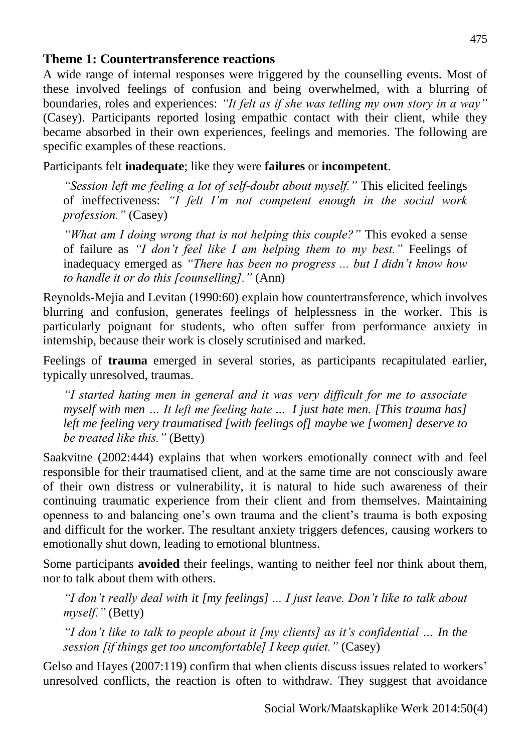## Theme 1: Countertransference reactions

A wide range of internal responses were triggered by the counselling events. Most of these involved feelings of confusion and being overwhelmed, with a blurring of boundaries, roles and experiences: *"It felt as if she was telling my own story in a way"* (Casey). Participants reported losing empathic contact with their client, while they became absorbed in their own experiences, feelings and memories. The following are specific examples of these reactions.

Participants felt **inadequate**; like they were **failures** or **incompetent**.

> *"Session left me feeling a lot of self-doubt about myself."* This elicited feelings of ineffectiveness: *"I felt I'm not competent enough in the social work profession."* (Casey)
>
> *"What am I doing wrong that is not helping this couple?"* This evoked a sense of failure as *"I don't feel like I am helping them to my best."* Feelings of inadequacy emerged as *"There has been no progress ... but I didn't know how to handle it or do this [counselling]."* (Ann)

Reynolds-Mejia and Levitan (1990:60) explain how countertransference, which involves blurring and confusion, generates feelings of helplessness in the worker. This is particularly poignant for students, who often suffer from performance anxiety in internship, because their work is closely scrutinised and marked.

Feelings of **trauma** emerged in several stories, as participants recapitulated earlier, typically unresolved, traumas.

> *"I started hating men in general and it was very difficult for me to associate myself with men … It left me feeling hate ... I just hate men. [This trauma has] left me feeling very traumatised [with feelings of] maybe we [women] deserve to be treated like this."* (Betty)

Saakvitne (2002:444) explains that when workers emotionally connect with and feel responsible for their traumatised client, and at the same time are not consciously aware of their own distress or vulnerability, it is natural to hide such awareness of their continuing traumatic experience from their client and from themselves. Maintaining openness to and balancing one's own trauma and the client's trauma is both exposing and difficult for the worker. The resultant anxiety triggers defences, causing workers to emotionally shut down, leading to emotional bluntness.

Some participants **avoided** their feelings, wanting to neither feel nor think about them, nor to talk about them with others.

> *"I don't really deal with it [my feelings] ... I just leave. Don't like to talk about myself."* (Betty)
>
> *"I don't like to talk to people about it [my clients] as it's confidential … In the session [if things get too uncomfortable] I keep quiet."* (Casey)

Gelso and Hayes (2007:119) confirm that when clients discuss issues related to workers' unresolved conflicts, the reaction is often to withdraw. They suggest that avoidance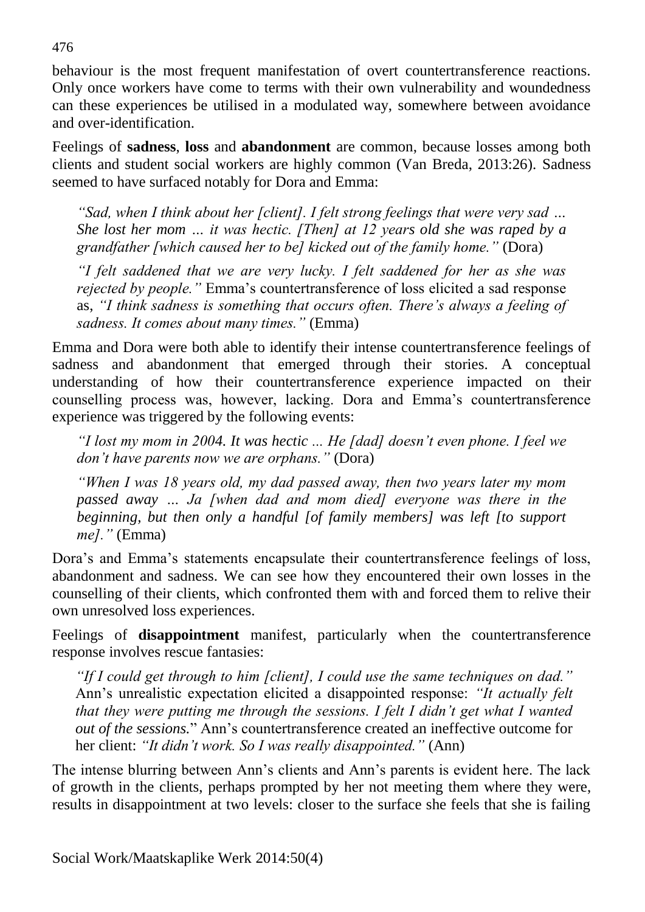behaviour is the most frequent manifestation of overt countertransference reactions. Only once workers have come to terms with their own vulnerability and woundedness can these experiences be utilised in a modulated way, somewhere between avoidance and over-identification.

Feelings of **sadness**, **loss** and **abandonment** are common, because losses among both clients and student social workers are highly common (Van Breda, 2013:26). Sadness seemed to have surfaced notably for Dora and Emma:

> *"Sad, when I think about her [client]. I felt strong feelings that were very sad … She lost her mom … it was hectic. [Then] at 12 years old she was raped by a grandfather [which caused her to be] kicked out of the family home."* (Dora)
>
> *"I felt saddened that we are very lucky. I felt saddened for her as she was rejected by people."* Emma's countertransference of loss elicited a sad response as, *"I think sadness is something that occurs often. There's always a feeling of sadness. It comes about many times."* (Emma)

Emma and Dora were both able to identify their intense countertransference feelings of sadness and abandonment that emerged through their stories. A conceptual understanding of how their countertransference experience impacted on their counselling process was, however, lacking. Dora and Emma's countertransference experience was triggered by the following events:

> *"I lost my mom in 2004. It was hectic ... He [dad] doesn't even phone. I feel we don't have parents now we are orphans."* (Dora)
>
> *"When I was 18 years old, my dad passed away, then two years later my mom passed away … Ja [when dad and mom died] everyone was there in the beginning, but then only a handful [of family members] was left [to support me]."* (Emma)

Dora's and Emma's statements encapsulate their countertransference feelings of loss, abandonment and sadness. We can see how they encountered their own losses in the counselling of their clients, which confronted them with and forced them to relive their own unresolved loss experiences.

Feelings of **disappointment** manifest, particularly when the countertransference response involves rescue fantasies:

> *"If I could get through to him [client], I could use the same techniques on dad."* Ann's unrealistic expectation elicited a disappointed response: *"It actually felt that they were putting me through the sessions. I felt I didn't get what I wanted out of the sessions.*" Ann's countertransference created an ineffective outcome for her client: *"It didn't work. So I was really disappointed."* (Ann)

The intense blurring between Ann's clients and Ann's parents is evident here. The lack of growth in the clients, perhaps prompted by her not meeting them where they were, results in disappointment at two levels: closer to the surface she feels that she is failing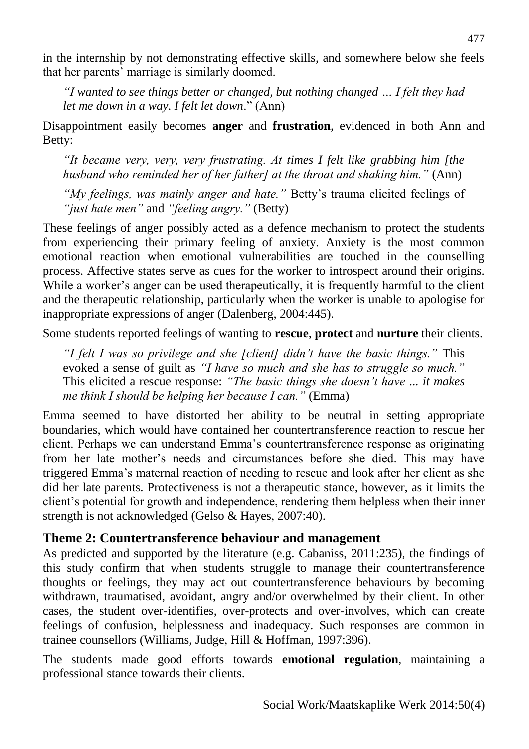in the internship by not demonstrating effective skills, and somewhere below she feels that her parents' marriage is similarly doomed.

> *"I wanted to see things better or changed, but nothing changed … I felt they had let me down in a way. I felt let down*." (Ann)

Disappointment easily becomes **anger** and **frustration**, evidenced in both Ann and Betty:

> *"It became very, very, very frustrating. At times I felt like grabbing him [the husband who reminded her of her father] at the throat and shaking him."* (Ann)
>
> *"My feelings, was mainly anger and hate."* Betty's trauma elicited feelings of *"just hate men"* and *"feeling angry."* (Betty)

These feelings of anger possibly acted as a defence mechanism to protect the students from experiencing their primary feeling of anxiety. Anxiety is the most common emotional reaction when emotional vulnerabilities are touched in the counselling process. Affective states serve as cues for the worker to introspect around their origins. While a worker's anger can be used therapeutically, it is frequently harmful to the client and the therapeutic relationship, particularly when the worker is unable to apologise for inappropriate expressions of anger (Dalenberg, 2004:445).

Some students reported feelings of wanting to **rescue**, **protect** and **nurture** their clients.

> *"I felt I was so privilege and she [client] didn't have the basic things."* This evoked a sense of guilt as *"I have so much and she has to struggle so much."* This elicited a rescue response: *"The basic things she doesn't have ... it makes me think I should be helping her because I can."* (Emma)

Emma seemed to have distorted her ability to be neutral in setting appropriate boundaries, which would have contained her countertransference reaction to rescue her client. Perhaps we can understand Emma's countertransference response as originating from her late mother's needs and circumstances before she died. This may have triggered Emma's maternal reaction of needing to rescue and look after her client as she did her late parents. Protectiveness is not a therapeutic stance, however, as it limits the client's potential for growth and independence, rendering them helpless when their inner strength is not acknowledged (Gelso & Hayes, 2007:40).

## Theme 2: Countertransference behaviour and management

As predicted and supported by the literature (e.g. Cabaniss, 2011:235), the findings of this study confirm that when students struggle to manage their countertransference thoughts or feelings, they may act out countertransference behaviours by becoming withdrawn, traumatised, avoidant, angry and/or overwhelmed by their client. In other cases, the student over-identifies, over-protects and over-involves, which can create feelings of confusion, helplessness and inadequacy. Such responses are common in trainee counsellors (Williams, Judge, Hill & Hoffman, 1997:396).

The students made good efforts towards **emotional regulation**, maintaining a professional stance towards their clients.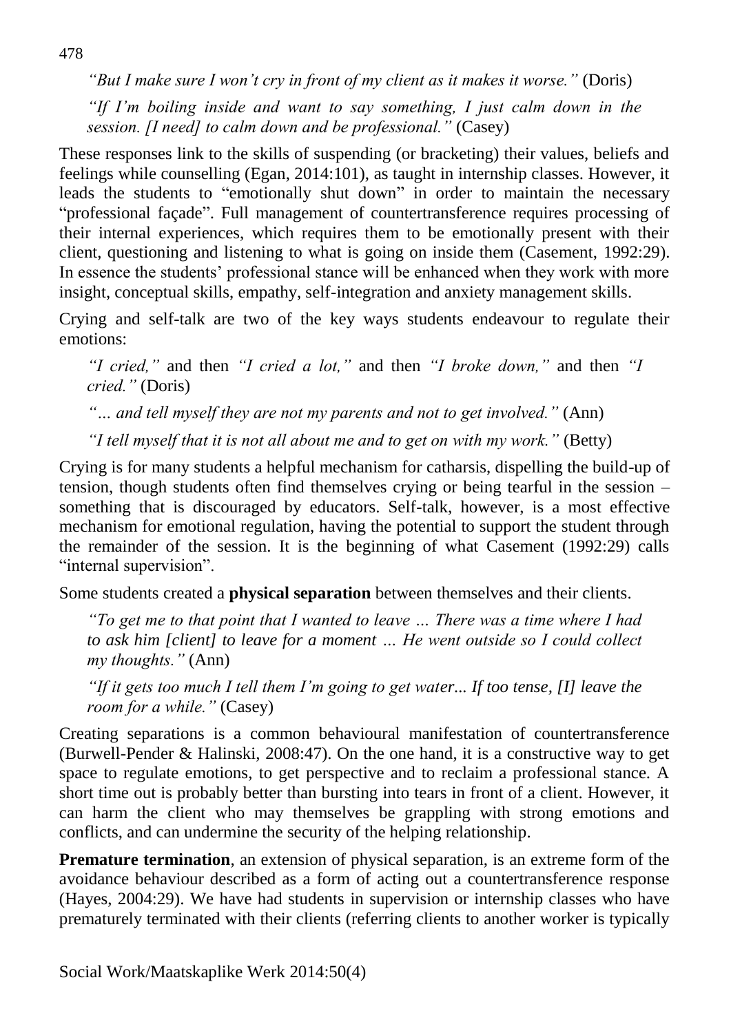*"But I make sure I won't cry in front of my client as it makes it worse."* (Doris)

*"If I'm boiling inside and want to say something, I just calm down in the session. [I need] to calm down and be professional."* (Casey)

These responses link to the skills of suspending (or bracketing) their values, beliefs and feelings while counselling (Egan, 2014:101), as taught in internship classes. However, it leads the students to "emotionally shut down" in order to maintain the necessary "professional façade". Full management of countertransference requires processing of their internal experiences, which requires them to be emotionally present with their client, questioning and listening to what is going on inside them (Casement, 1992:29). In essence the students' professional stance will be enhanced when they work with more insight, conceptual skills, empathy, self-integration and anxiety management skills.

Crying and self-talk are two of the key ways students endeavour to regulate their emotions:

*"I cried,"* and then *"I cried a lot,"* and then *"I broke down,"* and then *"I cried."* (Doris)

*"… and tell myself they are not my parents and not to get involved."* (Ann)

*"I tell myself that it is not all about me and to get on with my work."* (Betty)

Crying is for many students a helpful mechanism for catharsis, dispelling the build-up of tension, though students often find themselves crying or being tearful in the session – something that is discouraged by educators. Self-talk, however, is a most effective mechanism for emotional regulation, having the potential to support the student through the remainder of the session. It is the beginning of what Casement (1992:29) calls "internal supervision".

Some students created a **physical separation** between themselves and their clients.

*"To get me to that point that I wanted to leave … There was a time where I had to ask him [client] to leave for a moment … He went outside so I could collect my thoughts."* (Ann)

*"If it gets too much I tell them I'm going to get water... If too tense, [I] leave the room for a while."* (Casey)

Creating separations is a common behavioural manifestation of countertransference (Burwell-Pender & Halinski, 2008:47). On the one hand, it is a constructive way to get space to regulate emotions, to get perspective and to reclaim a professional stance. A short time out is probably better than bursting into tears in front of a client. However, it can harm the client who may themselves be grappling with strong emotions and conflicts, and can undermine the security of the helping relationship.

**Premature termination**, an extension of physical separation, is an extreme form of the avoidance behaviour described as a form of acting out a countertransference response (Hayes, 2004:29). We have had students in supervision or internship classes who have prematurely terminated with their clients (referring clients to another worker is typically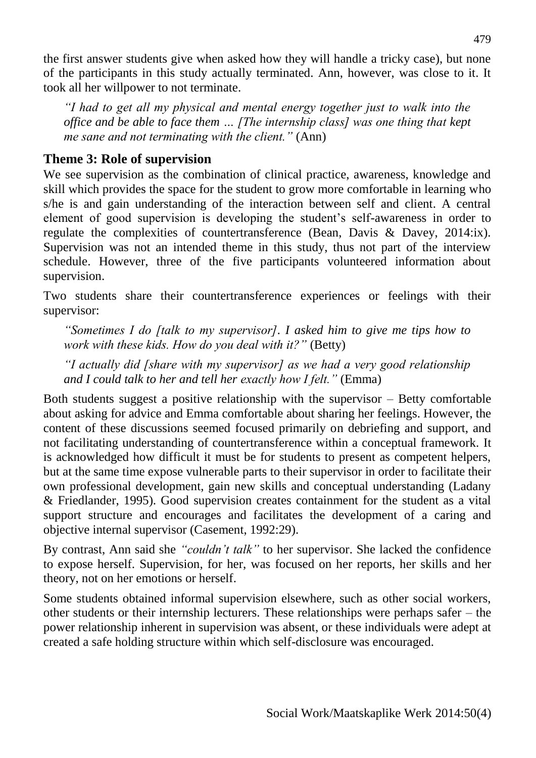the first answer students give when asked how they will handle a tricky case), but none of the participants in this study actually terminated. Ann, however, was close to it. It took all her willpower to not terminate.

> *"I had to get all my physical and mental energy together just to walk into the office and be able to face them … [The internship class] was one thing that kept me sane and not terminating with the client."* (Ann)

## Theme 3: Role of supervision

We see supervision as the combination of clinical practice, awareness, knowledge and skill which provides the space for the student to grow more comfortable in learning who s/he is and gain understanding of the interaction between self and client. A central element of good supervision is developing the student's self-awareness in order to regulate the complexities of countertransference (Bean, Davis & Davey, 2014:ix). Supervision was not an intended theme in this study, thus not part of the interview schedule. However, three of the five participants volunteered information about supervision.

Two students share their countertransference experiences or feelings with their supervisor:

> *"Sometimes I do [talk to my supervisor]. I asked him to give me tips how to work with these kids. How do you deal with it?"* (Betty)
>
> *"I actually did [share with my supervisor] as we had a very good relationship and I could talk to her and tell her exactly how I felt."* (Emma)

Both students suggest a positive relationship with the supervisor – Betty comfortable about asking for advice and Emma comfortable about sharing her feelings. However, the content of these discussions seemed focused primarily on debriefing and support, and not facilitating understanding of countertransference within a conceptual framework. It is acknowledged how difficult it must be for students to present as competent helpers, but at the same time expose vulnerable parts to their supervisor in order to facilitate their own professional development, gain new skills and conceptual understanding (Ladany & Friedlander, 1995). Good supervision creates containment for the student as a vital support structure and encourages and facilitates the development of a caring and objective internal supervisor (Casement, 1992:29).

By contrast, Ann said she *"couldn't talk"* to her supervisor. She lacked the confidence to expose herself. Supervision, for her, was focused on her reports, her skills and her theory, not on her emotions or herself.

Some students obtained informal supervision elsewhere, such as other social workers, other students or their internship lecturers. These relationships were perhaps safer – the power relationship inherent in supervision was absent, or these individuals were adept at created a safe holding structure within which self-disclosure was encouraged.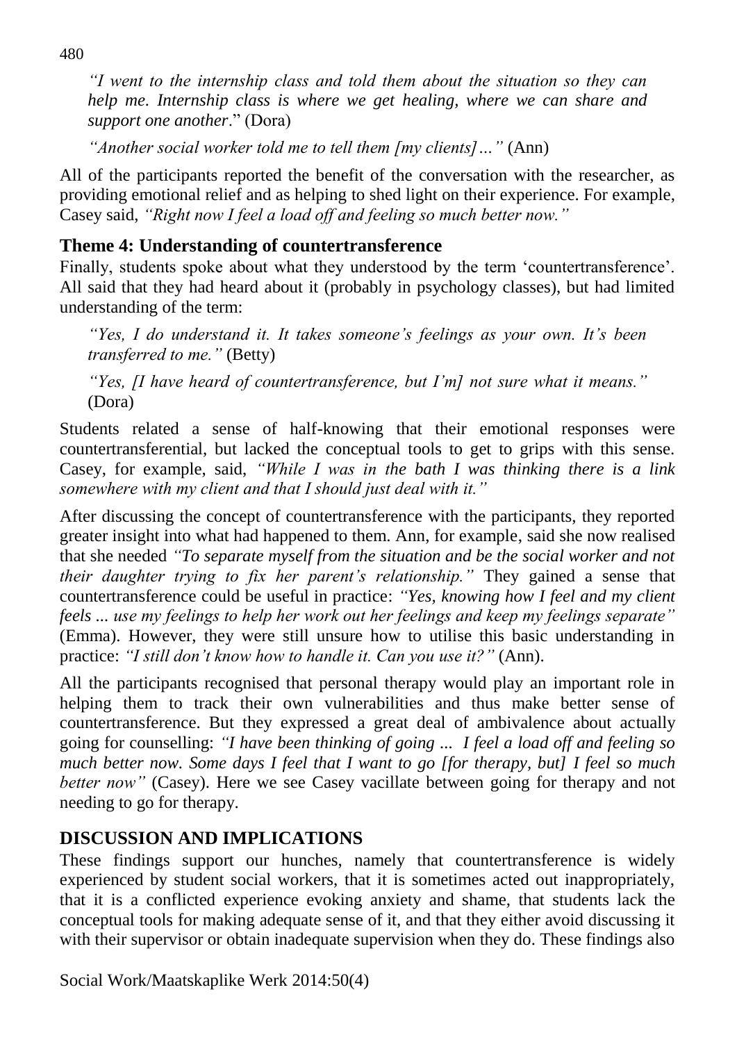*"I went to the internship class and told them about the situation so they can help me. Internship class is where we get healing, where we can share and support one another*." (Dora)

*"Another social worker told me to tell them [my clients]…"* (Ann)

All of the participants reported the benefit of the conversation with the researcher, as providing emotional relief and as helping to shed light on their experience. For example, Casey said, *"Right now I feel a load off and feeling so much better now."*

### Theme 4: Understanding of countertransference

Finally, students spoke about what they understood by the term 'countertransference'. All said that they had heard about it (probably in psychology classes), but had limited understanding of the term:

*"Yes, I do understand it. It takes someone's feelings as your own. It's been transferred to me."* (Betty)

*"Yes, [I have heard of countertransference, but I'm] not sure what it means."* (Dora)

Students related a sense of half-knowing that their emotional responses were countertransferential, but lacked the conceptual tools to get to grips with this sense. Casey, for example, said, *"While I was in the bath I was thinking there is a link somewhere with my client and that I should just deal with it."*

After discussing the concept of countertransference with the participants, they reported greater insight into what had happened to them. Ann, for example, said she now realised that she needed *"To separate myself from the situation and be the social worker and not their daughter trying to fix her parent's relationship."* They gained a sense that countertransference could be useful in practice: *"Yes, knowing how I feel and my client feels ... use my feelings to help her work out her feelings and keep my feelings separate"* (Emma). However, they were still unsure how to utilise this basic understanding in practice: *"I still don't know how to handle it. Can you use it?"* (Ann).

All the participants recognised that personal therapy would play an important role in helping them to track their own vulnerabilities and thus make better sense of countertransference. But they expressed a great deal of ambivalence about actually going for counselling: *"I have been thinking of going ... I feel a load off and feeling so much better now. Some days I feel that I want to go [for therapy, but] I feel so much better now"* (Casey). Here we see Casey vacillate between going for therapy and not needing to go for therapy.

## DISCUSSION AND IMPLICATIONS

These findings support our hunches, namely that countertransference is widely experienced by student social workers, that it is sometimes acted out inappropriately, that it is a conflicted experience evoking anxiety and shame, that students lack the conceptual tools for making adequate sense of it, and that they either avoid discussing it with their supervisor or obtain inadequate supervision when they do. These findings also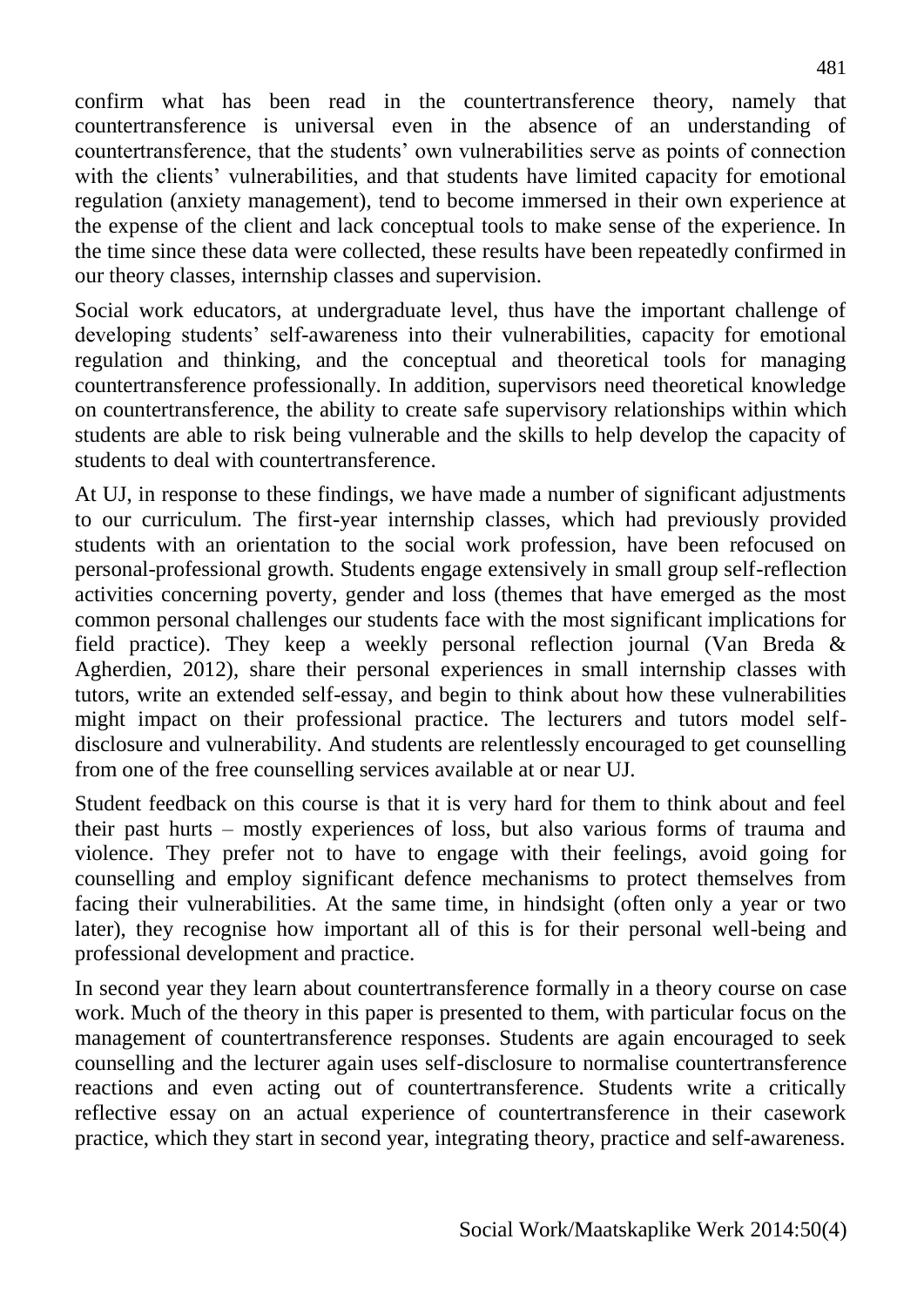confirm what has been read in the countertransference theory, namely that countertransference is universal even in the absence of an understanding of countertransference, that the students' own vulnerabilities serve as points of connection with the clients' vulnerabilities, and that students have limited capacity for emotional regulation (anxiety management), tend to become immersed in their own experience at the expense of the client and lack conceptual tools to make sense of the experience. In the time since these data were collected, these results have been repeatedly confirmed in our theory classes, internship classes and supervision.

Social work educators, at undergraduate level, thus have the important challenge of developing students' self-awareness into their vulnerabilities, capacity for emotional regulation and thinking, and the conceptual and theoretical tools for managing countertransference professionally. In addition, supervisors need theoretical knowledge on countertransference, the ability to create safe supervisory relationships within which students are able to risk being vulnerable and the skills to help develop the capacity of students to deal with countertransference.

At UJ, in response to these findings, we have made a number of significant adjustments to our curriculum. The first-year internship classes, which had previously provided students with an orientation to the social work profession, have been refocused on personal-professional growth. Students engage extensively in small group self-reflection activities concerning poverty, gender and loss (themes that have emerged as the most common personal challenges our students face with the most significant implications for field practice). They keep a weekly personal reflection journal (Van Breda & Agherdien, 2012), share their personal experiences in small internship classes with tutors, write an extended self-essay, and begin to think about how these vulnerabilities might impact on their professional practice. The lecturers and tutors model self-disclosure and vulnerability. And students are relentlessly encouraged to get counselling from one of the free counselling services available at or near UJ.

Student feedback on this course is that it is very hard for them to think about and feel their past hurts – mostly experiences of loss, but also various forms of trauma and violence. They prefer not to have to engage with their feelings, avoid going for counselling and employ significant defence mechanisms to protect themselves from facing their vulnerabilities. At the same time, in hindsight (often only a year or two later), they recognise how important all of this is for their personal well-being and professional development and practice.

In second year they learn about countertransference formally in a theory course on case work. Much of the theory in this paper is presented to them, with particular focus on the management of countertransference responses. Students are again encouraged to seek counselling and the lecturer again uses self-disclosure to normalise countertransference reactions and even acting out of countertransference. Students write a critically reflective essay on an actual experience of countertransference in their casework practice, which they start in second year, integrating theory, practice and self-awareness.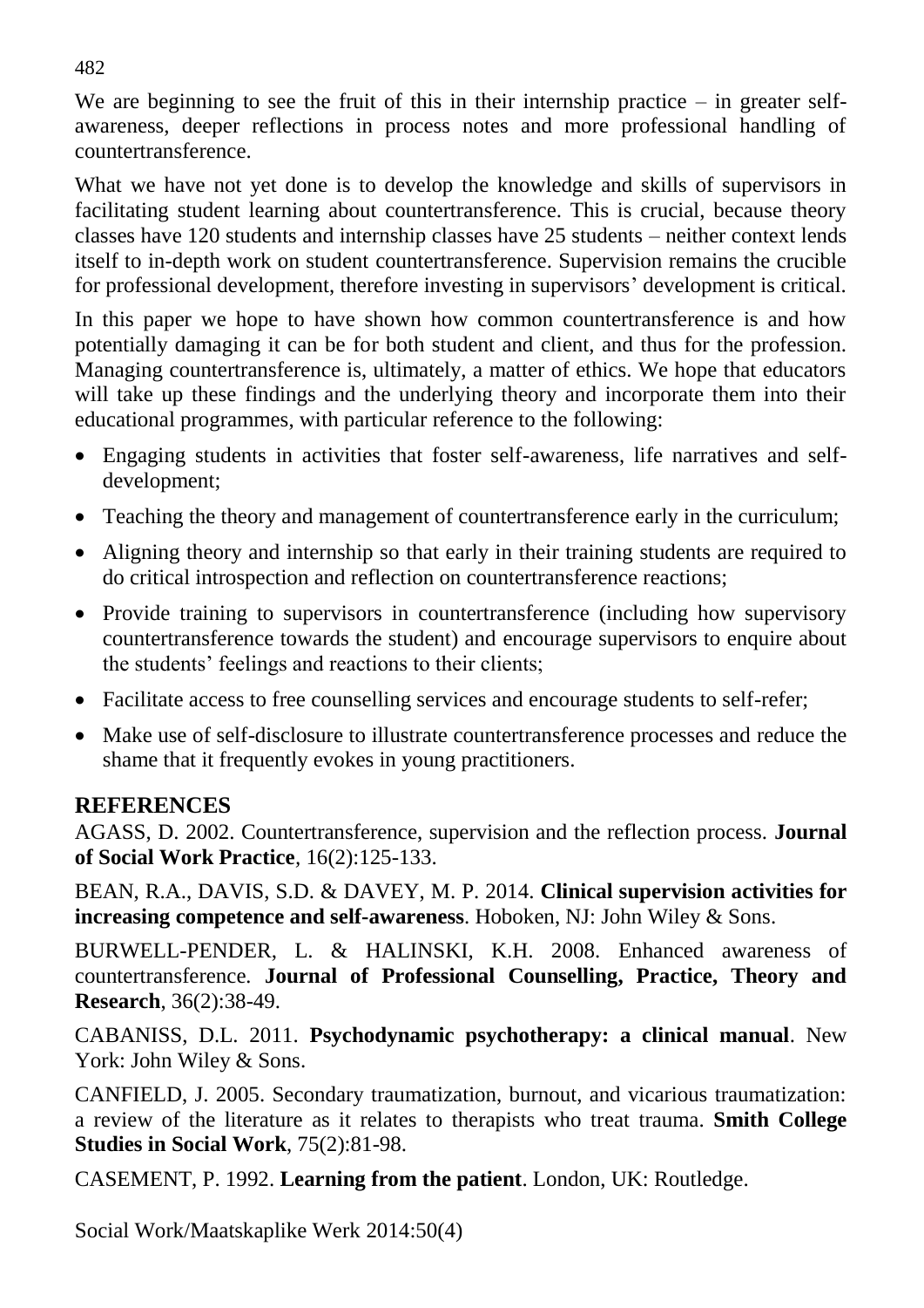We are beginning to see the fruit of this in their internship practice – in greater self-awareness, deeper reflections in process notes and more professional handling of countertransference.

What we have not yet done is to develop the knowledge and skills of supervisors in facilitating student learning about countertransference. This is crucial, because theory classes have 120 students and internship classes have 25 students – neither context lends itself to in-depth work on student countertransference. Supervision remains the crucible for professional development, therefore investing in supervisors' development is critical.

In this paper we hope to have shown how common countertransference is and how potentially damaging it can be for both student and client, and thus for the profession. Managing countertransference is, ultimately, a matter of ethics. We hope that educators will take up these findings and the underlying theory and incorporate them into their educational programmes, with particular reference to the following:

- Engaging students in activities that foster self-awareness, life narratives and self-development;
- Teaching the theory and management of countertransference early in the curriculum;
- Aligning theory and internship so that early in their training students are required to do critical introspection and reflection on countertransference reactions;
- Provide training to supervisors in countertransference (including how supervisory countertransference towards the student) and encourage supervisors to enquire about the students' feelings and reactions to their clients;
- Facilitate access to free counselling services and encourage students to self-refer;
- Make use of self-disclosure to illustrate countertransference processes and reduce the shame that it frequently evokes in young practitioners.

## REFERENCES

AGASS, D. 2002. Countertransference, supervision and the reflection process. **Journal of Social Work Practice**, 16(2):125-133.

BEAN, R.A., DAVIS, S.D. & DAVEY, M. P. 2014. **Clinical supervision activities for increasing competence and self-awareness**. Hoboken, NJ: John Wiley & Sons.

BURWELL-PENDER, L. & HALINSKI, K.H. 2008. Enhanced awareness of countertransference. **Journal of Professional Counselling, Practice, Theory and Research**, 36(2):38-49.

CABANISS, D.L. 2011. **Psychodynamic psychotherapy: a clinical manual**. New York: John Wiley & Sons.

CANFIELD, J. 2005. Secondary traumatization, burnout, and vicarious traumatization: a review of the literature as it relates to therapists who treat trauma. **Smith College Studies in Social Work**, 75(2):81-98.

CASEMENT, P. 1992. **Learning from the patient**. London, UK: Routledge.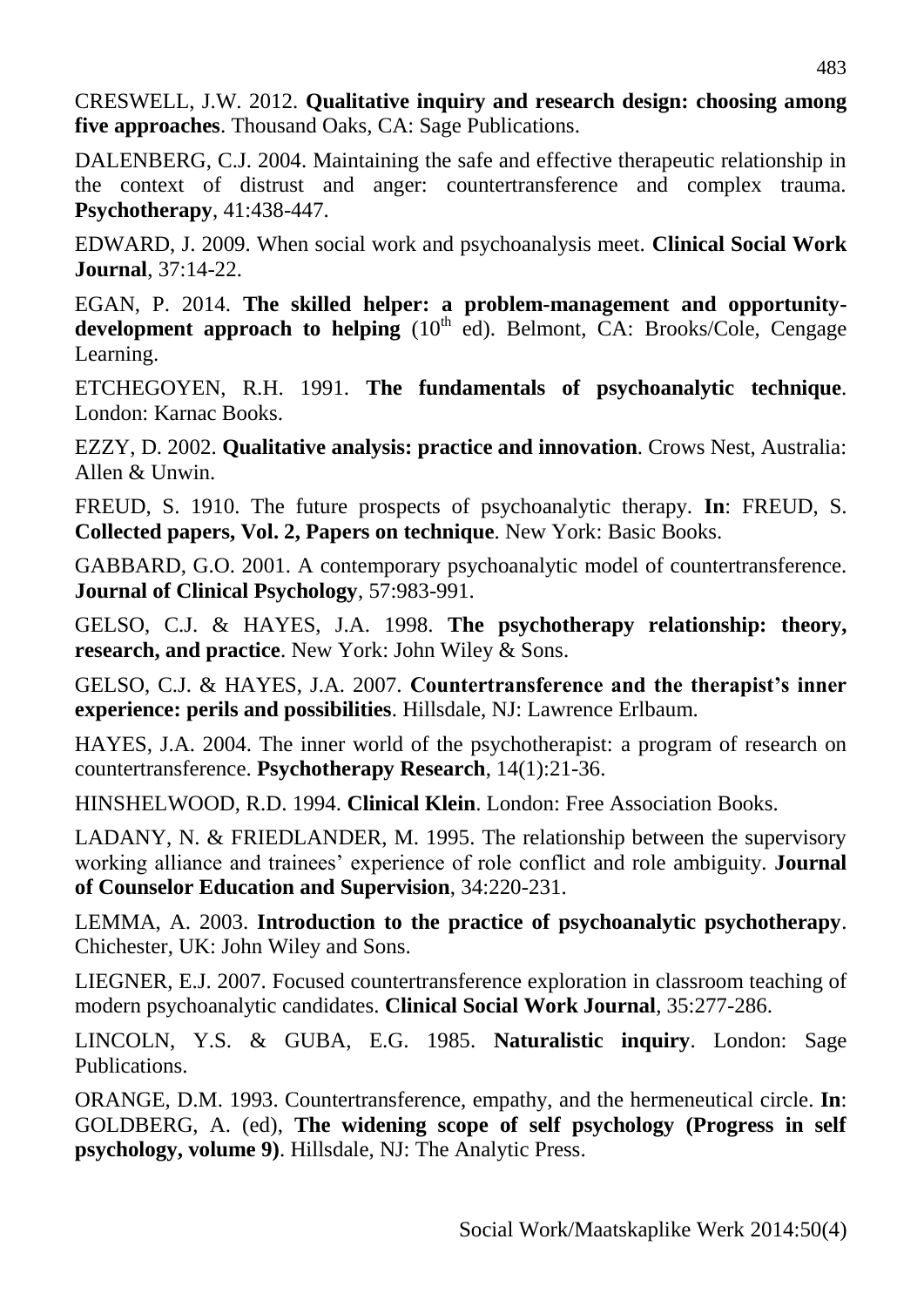CRESWELL, J.W. 2012. **Qualitative inquiry and research design: choosing among five approaches**. Thousand Oaks, CA: Sage Publications.

DALENBERG, C.J. 2004. Maintaining the safe and effective therapeutic relationship in the context of distrust and anger: countertransference and complex trauma. **Psychotherapy**, 41:438-447.

EDWARD, J. 2009. When social work and psychoanalysis meet. **Clinical Social Work Journal**, 37:14-22.

EGAN, P. 2014. **The skilled helper: a problem-management and opportunity-development approach to helping** (10th ed). Belmont, CA: Brooks/Cole, Cengage Learning.

ETCHEGOYEN, R.H. 1991. **The fundamentals of psychoanalytic technique**. London: Karnac Books.

EZZY, D. 2002. **Qualitative analysis: practice and innovation**. Crows Nest, Australia: Allen & Unwin.

FREUD, S. 1910. The future prospects of psychoanalytic therapy. **In**: FREUD, S. **Collected papers, Vol. 2, Papers on technique**. New York: Basic Books.

GABBARD, G.O. 2001. A contemporary psychoanalytic model of countertransference. **Journal of Clinical Psychology**, 57:983-991.

GELSO, C.J. & HAYES, J.A. 1998. **The psychotherapy relationship: theory, research, and practice**. New York: John Wiley & Sons.

GELSO, C.J. & HAYES, J.A. 2007. **Countertransference and the therapist's inner experience: perils and possibilities**. Hillsdale, NJ: Lawrence Erlbaum.

HAYES, J.A. 2004. The inner world of the psychotherapist: a program of research on countertransference. **Psychotherapy Research**, 14(1):21-36.

HINSHELWOOD, R.D. 1994. **Clinical Klein**. London: Free Association Books.

LADANY, N. & FRIEDLANDER, M. 1995. The relationship between the supervisory working alliance and trainees' experience of role conflict and role ambiguity. **Journal of Counselor Education and Supervision**, 34:220-231.

LEMMA, A. 2003. **Introduction to the practice of psychoanalytic psychotherapy**. Chichester, UK: John Wiley and Sons.

LIEGNER, E.J. 2007. Focused countertransference exploration in classroom teaching of modern psychoanalytic candidates. **Clinical Social Work Journal**, 35:277-286.

LINCOLN, Y.S. & GUBA, E.G. 1985. **Naturalistic inquiry**. London: Sage Publications.

ORANGE, D.M. 1993. Countertransference, empathy, and the hermeneutical circle. **In**: GOLDBERG, A. (ed), **The widening scope of self psychology (Progress in self psychology, volume 9)**. Hillsdale, NJ: The Analytic Press.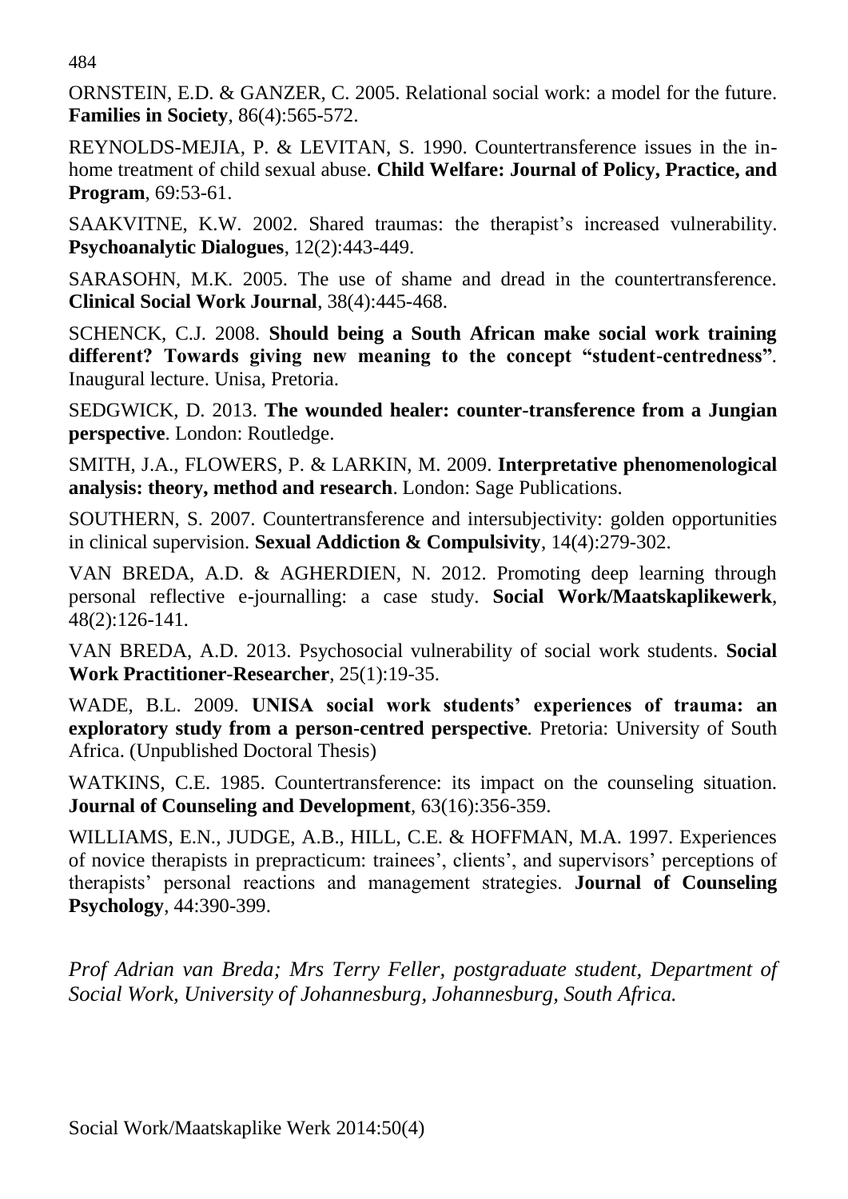ORNSTEIN, E.D. & GANZER, C. 2005. Relational social work: a model for the future. **Families in Society**, 86(4):565-572.

REYNOLDS-MEJIA, P. & LEVITAN, S. 1990. Countertransference issues in the in-home treatment of child sexual abuse. **Child Welfare: Journal of Policy, Practice, and Program**, 69:53-61.

SAAKVITNE, K.W. 2002. Shared traumas: the therapist's increased vulnerability. **Psychoanalytic Dialogues**, 12(2):443-449.

SARASOHN, M.K. 2005. The use of shame and dread in the countertransference. **Clinical Social Work Journal**, 38(4):445-468.

SCHENCK, C.J. 2008. **Should being a South African make social work training different? Towards giving new meaning to the concept "student-centredness"**. Inaugural lecture. Unisa, Pretoria.

SEDGWICK, D. 2013. **The wounded healer: counter-transference from a Jungian perspective**. London: Routledge.

SMITH, J.A., FLOWERS, P. & LARKIN, M. 2009. **Interpretative phenomenological analysis: theory, method and research**. London: Sage Publications.

SOUTHERN, S. 2007. Countertransference and intersubjectivity: golden opportunities in clinical supervision. **Sexual Addiction & Compulsivity**, 14(4):279-302.

VAN BREDA, A.D. & AGHERDIEN, N. 2012. Promoting deep learning through personal reflective e-journalling: a case study. **Social Work/Maatskaplikewerk**, 48(2):126-141.

VAN BREDA, A.D. 2013. Psychosocial vulnerability of social work students. **Social Work Practitioner-Researcher**, 25(1):19-35.

WADE, B.L. 2009. **UNISA social work students' experiences of trauma: an exploratory study from a person-centred perspective**. Pretoria: University of South Africa. (Unpublished Doctoral Thesis)

WATKINS, C.E. 1985. Countertransference: its impact on the counseling situation. **Journal of Counseling and Development**, 63(16):356-359.

WILLIAMS, E.N., JUDGE, A.B., HILL, C.E. & HOFFMAN, M.A. 1997. Experiences of novice therapists in prepracticum: trainees', clients', and supervisors' perceptions of therapists' personal reactions and management strategies. **Journal of Counseling Psychology**, 44:390-399.

*Prof Adrian van Breda; Mrs Terry Feller, postgraduate student, Department of Social Work, University of Johannesburg, Johannesburg, South Africa.*